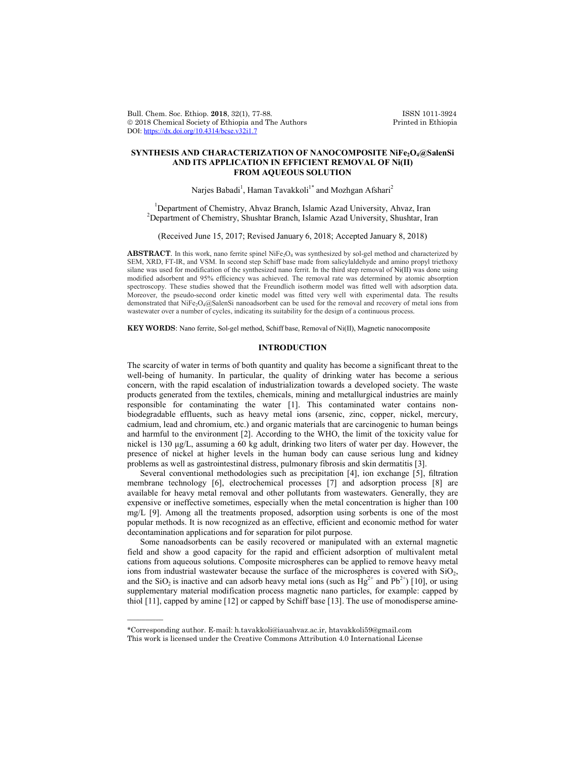# SYNTHESIS AND CHARACTERIZATION OF NANOCOMPOSITE $NiFe_2O_4$@SalenSi AND ITS APPLICATION IN EFFICIENT REMOVAL OF Ni(II) FROM AQUEOUS SOLUTION

Narjes Babadi[1], Haman Tavakkoli[1*] and Mozhgan Afshari[2]

[1]Department of Chemistry, Ahvaz Branch, Islamic Azad University, Ahvaz, Iran
[2]Department of Chemistry, Shushtar Branch, Islamic Azad University, Shushtar, Iran

(Received June 15, 2017; Revised January 6, 2018; Accepted January 8, 2018)

**ABSTRACT**. In this work, nano ferrite spinel $NiFe_2O_4$ was synthesized by sol-gel method and characterized by SEM, XRD, FT-IR, and VSM. In second step Schiff base made from salicylaldehyde and amino propyl triethoxy silane was used for modification of the synthesized nano ferrit. In the third step removal of Ni(II) was done using modified adsorbent and 95% efficiency was achieved. The removal rate was determined by atomic absorption spectroscopy. These studies showed that the Freundlich isotherm model was fitted well with adsorption data. Moreover, the pseudo-second order kinetic model was fitted very well with experimental data. The results demonstrated that $NiFe_2O_4$@SalenSi nanoadsorbent can be used for the removal and recovery of metal ions from wastewater over a number of cycles, indicating its suitability for the design of a continuous process.

**KEY WORDS**: Nano ferrite, Sol-gel method, Schiff base, Removal of Ni(II), Magnetic nanocomposite

## INTRODUCTION

The scarcity of water in terms of both quantity and quality has become a significant threat to the well-being of humanity. In particular, the quality of drinking water has become a serious concern, with the rapid escalation of industrialization towards a developed society. The waste products generated from the textiles, chemicals, mining and metallurgical industries are mainly responsible for contaminating the water [1]. This contaminated water contains non-biodegradable effluents, such as heavy metal ions (arsenic, zinc, copper, nickel, mercury, cadmium, lead and chromium, etc.) and organic materials that are carcinogenic to human beings and harmful to the environment [2]. According to the WHO, the limit of the toxicity value for nickel is 130 μg/L, assuming a 60 kg adult, drinking two liters of water per day. However, the presence of nickel at higher levels in the human body can cause serious lung and kidney problems as well as gastrointestinal distress, pulmonary fibrosis and skin dermatitis [3].

Several conventional methodologies such as precipitation [4], ion exchange [5], filtration membrane technology [6], electrochemical processes [7] and adsorption process [8] are available for heavy metal removal and other pollutants from wastewaters. Generally, they are expensive or ineffective sometimes, especially when the metal concentration is higher than 100 mg/L [9]. Among all the treatments proposed, adsorption using sorbents is one of the most popular methods. It is now recognized as an effective, efficient and economic method for water decontamination applications and for separation for pilot purpose.

Some nanoadsorbents can be easily recovered or manipulated with an external magnetic field and show a good capacity for the rapid and efficient adsorption of multivalent metal cations from aqueous solutions. Composite microspheres can be applied to remove heavy metal ions from industrial wastewater because the surface of the microspheres is covered with $SiO_2$, and the $SiO_2$ is inactive and can adsorb heavy metal ions (such as $Hg^{2+}$ and $Pb^{2+}$) [10], or using supplementary material modification process magnetic nano particles, for example: capped by thiol [11], capped by amine [12] or capped by Schiff base [13]. The use of monodisperse amine-

\*Corresponding author. E-mail: h.tavakkoli@iauahvaz.ac.ir, htavakkoli59@gmail.com
This work is licensed under the Creative Commons Attribution 4.0 International License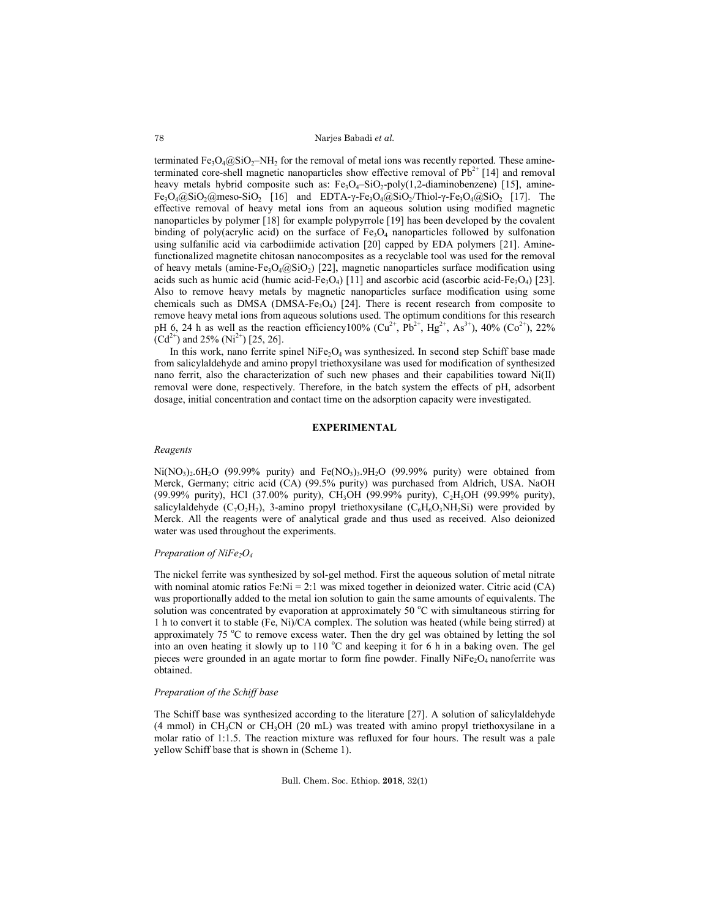terminated $Fe_3O_4@SiO_2–NH_2$ for the removal of metal ions was recently reported. These amine-terminated core-shell magnetic nanoparticles show effective removal of $Pb^{2+}$ [14] and removal heavy metals hybrid composite such as: $Fe_3O_4–SiO_2$-poly(1,2-diaminobenzene) [15], amine-$Fe_3O_4@SiO_2@$meso-$SiO_2$ [16] and EDTA-γ-$Fe_3O_4@SiO_2$/Thiol-γ-$Fe_3O_4@SiO_2$ [17]. The effective removal of heavy metal ions from an aqueous solution using modified magnetic nanoparticles by polymer [18] for example polypyrrole [19] has been developed by the covalent binding of poly(acrylic acid) on the surface of $Fe_3O_4$ nanoparticles followed by sulfonation using sulfanilic acid via carbodiimide activation [20] capped by EDA polymers [21]. Amine-functionalized magnetite chitosan nanocomposites as a recyclable tool was used for the removal of heavy metals (amine-$Fe_3O_4@SiO_2$) [22], magnetic nanoparticles surface modification using acids such as humic acid (humic acid-$Fe_3O_4$) [11] and ascorbic acid (ascorbic acid-$Fe_3O_4$) [23]. Also to remove heavy metals by magnetic nanoparticles surface modification using some chemicals such as DMSA (DMSA-$Fe_3O_4$) [24]. There is recent research from composite to remove heavy metal ions from aqueous solutions used. The optimum conditions for this research pH 6, 24 h as well as the reaction efficiency100% ($Cu^{2+}$, $Pb^{2+}$, $Hg^{2+}$, $As^{3+}$), 40% ($Co^{2+}$), 22% ($Cd^{2+}$) and 25% ($Ni^{2+}$) [25, 26].

In this work, nano ferrite spinel $NiFe_2O_4$ was synthesized. In second step Schiff base made from salicylaldehyde and amino propyl triethoxysilane was used for modification of synthesized nano ferrit, also the characterization of such new phases and their capabilities toward Ni(II) removal were done, respectively. Therefore, in the batch system the effects of pH, adsorbent dosage, initial concentration and contact time on the adsorption capacity were investigated.

## EXPERIMENTAL

### *Reagents*

$Ni(NO_3)_2.6H_2O$ (99.99% purity) and $Fe(NO_3)_3.9H_2O$ (99.99% purity) were obtained from Merck, Germany; citric acid (CA) (99.5% purity) was purchased from Aldrich, USA. NaOH (99.99% purity), HCl (37.00% purity), $CH_3OH$ (99.99% purity), $C_2H_5OH$ (99.99% purity), salicylaldehyde ($C_7O_2H_7$), 3-amino propyl triethoxysilane ($C_6H_6O_3NH_2Si$) were provided by Merck. All the reagents were of analytical grade and thus used as received. Also deionized water was used throughout the experiments.

### *Preparation of $NiFe_2O_4$*

The nickel ferrite was synthesized by sol-gel method. First the aqueous solution of metal nitrate with nominal atomic ratios Fe:Ni = 2:1 was mixed together in deionized water. Citric acid (CA) was proportionally added to the metal ion solution to gain the same amounts of equivalents. The solution was concentrated by evaporation at approximately 50 °C with simultaneous stirring for 1 h to convert it to stable (Fe, Ni)/CA complex. The solution was heated (while being stirred) at approximately 75 °C to remove excess water. Then the dry gel was obtained by letting the sol into an oven heating it slowly up to 110 °C and keeping it for 6 h in a baking oven. The gel pieces were grounded in an agate mortar to form fine powder. Finally $NiFe_2O_4$ nanoferrite was obtained.

### *Preparation of the Schiff base*

The Schiff base was synthesized according to the literature [27]. A solution of salicylaldehyde (4 mmol) in $CH_3CN$ or $CH_3OH$ (20 mL) was treated with amino propyl triethoxysilane in a molar ratio of 1:1.5. The reaction mixture was refluxed for four hours. The result was a pale yellow Schiff base that is shown in (Scheme 1).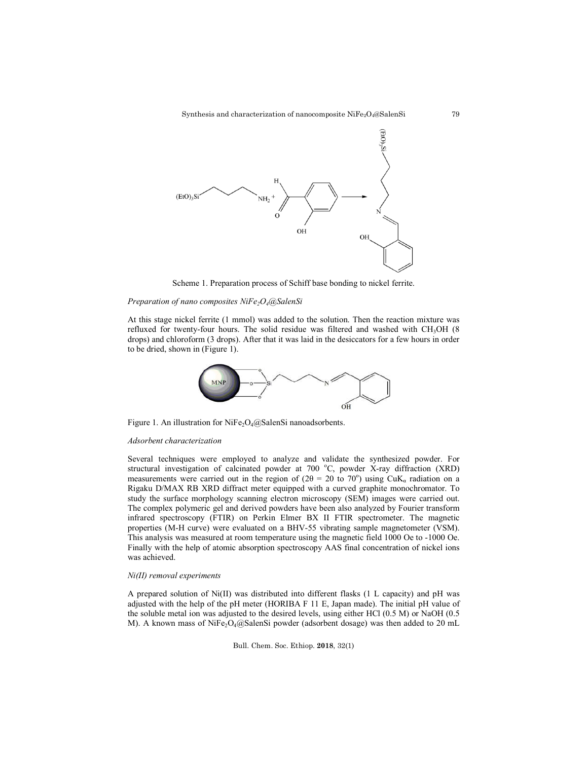Scheme 1. Preparation process of Schiff base bonding to nickel ferrite.

*Preparation of nano composites $NiFe_2O_4$@SalenSi*

At this stage nickel ferrite (1 mmol) was added to the solution. Then the reaction mixture was refluxed for twenty-four hours. The solid residue was filtered and washed with $CH_3OH$ (8 drops) and chloroform (3 drops). After that it was laid in the desiccators for a few hours in order to be dried, shown in (Figure 1).

Figure 1. An illustration for $NiFe_2O_4$@SalenSi nanoadsorbents.

*Adsorbent characterization*

Several techniques were employed to analyze and validate the synthesized powder. For structural investigation of calcinated powder at 700 °C, powder X-ray diffraction (XRD) measurements were carried out in the region of ($2\theta$ = 20 to 70°) using $CuK_\alpha$ radiation on a Rigaku D/MAX RB XRD diffract meter equipped with a curved graphite monochromator. To study the surface morphology scanning electron microscopy (SEM) images were carried out. The complex polymeric gel and derived powders have been also analyzed by Fourier transform infrared spectroscopy (FTIR) on Perkin Elmer BX II FTIR spectrometer. The magnetic properties (M-H curve) were evaluated on a BHV-55 vibrating sample magnetometer (VSM). This analysis was measured at room temperature using the magnetic field 1000 Oe to -1000 Oe. Finally with the help of atomic absorption spectroscopy AAS final concentration of nickel ions was achieved.

*Ni(II) removal experiments*

A prepared solution of Ni(II) was distributed into different flasks (1 L capacity) and pH was adjusted with the help of the pH meter (HORIBA F 11 E, Japan made). The initial pH value of the soluble metal ion was adjusted to the desired levels, using either HCl (0.5 M) or NaOH (0.5 M). A known mass of $NiFe_2O_4$@SalenSi powder (adsorbent dosage) was then added to 20 mL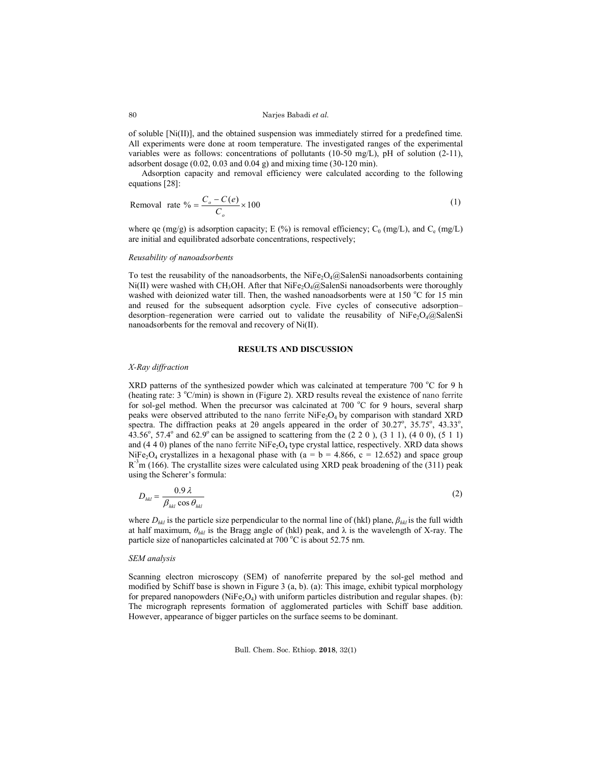of soluble [Ni(II)], and the obtained suspension was immediately stirred for a predefined time. All experiments were done at room temperature. The investigated ranges of the experimental variables were as follows: concentrations of pollutants (10-50 mg/L), pH of solution (2-11), adsorbent dosage (0.02, 0.03 and 0.04 g) and mixing time (30-120 min).

Adsorption capacity and removal efficiency were calculated according to the following equations [28]:

$$\text{Removal rate } \% = \frac{C_o - C(e)}{C_o} \times 100 \tag{1}$$

where qe (mg/g) is adsorption capacity; E (%) is removal efficiency; $C_0$ (mg/L), and $C_e$ (mg/L) are initial and equilibrated adsorbate concentrations, respectively;

*Reusability of nanoadsorbents*

To test the reusability of the nanoadsorbents, the $NiFe_2O_4$@SalenSi nanoadsorbents containing Ni(II) were washed with $CH_3OH$. After that $NiFe_2O_4$@SalenSi nanoadsorbents were thoroughly washed with deionized water till. Then, the washed nanoadsorbents were at 150 °C for 15 min and reused for the subsequent adsorption cycle. Five cycles of consecutive adsorption–desorption–regeneration were carried out to validate the reusability of $NiFe_2O_4$@SalenSi nanoadsorbents for the removal and recovery of Ni(II).

## RESULTS AND DISCUSSION

*X-Ray diffraction*

XRD patterns of the synthesized powder which was calcinated at temperature 700 °C for 9 h (heating rate: 3 °C/min) is shown in (Figure 2). XRD results reveal the existence of nano ferrite for sol-gel method. When the precursor was calcinated at 700 °C for 9 hours, several sharp peaks were observed attributed to the nano ferrite $NiFe_2O_4$ by comparison with standard XRD spectra. The diffraction peaks at 2θ angels appeared in the order of 30.27°, 35.75°, 43.33°, 43.56°, 57.4° and 62.9° can be assigned to scattering from the (2 2 0 ), (3 1 1), (4 0 0), (5 1 1) and (4 4 0) planes of the nano ferrite $NiFe_2O_4$ type crystal lattice, respectively. XRD data shows $NiFe_2O_4$ crystallizes in a hexagonal phase with (a = b = 4.866, c = 12.652) and space group $R^{-3}m$ (166). The crystallite sizes were calculated using XRD peak broadening of the (311) peak using the Scherer's formula:

$$D_{hkl} = \frac{0.9\,\lambda}{\beta_{hkl}\cos\theta_{hkl}} \tag{2}$$

where $D_{hkl}$ is the particle size perpendicular to the normal line of (hkl) plane, $\beta_{hkl}$ is the full width at half maximum, $\theta_{hkl}$ is the Bragg angle of (hkl) peak, and λ is the wavelength of X-ray. The particle size of nanoparticles calcinated at 700 °C is about 52.75 nm.

*SEM analysis*

Scanning electron microscopy (SEM) of nanoferrite prepared by the sol-gel method and modified by Schiff base is shown in Figure 3 (a, b). (a): This image, exhibit typical morphology for prepared nanopowders ($NiFe_2O_4$) with uniform particles distribution and regular shapes. (b): The micrograph represents formation of agglomerated particles with Schiff base addition. However, appearance of bigger particles on the surface seems to be dominant.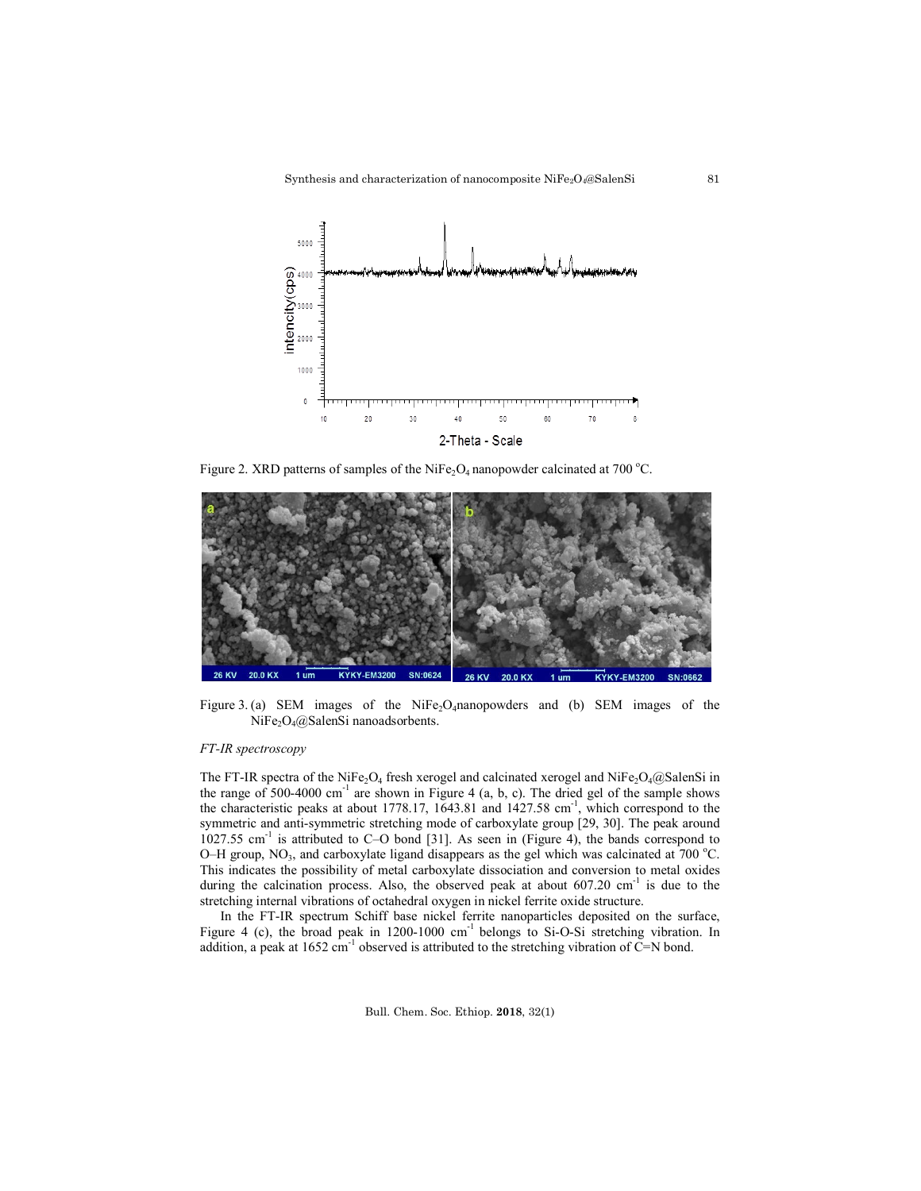Figure 2. XRD patterns of samples of the $NiFe_2O_4$ nanopowder calcinated at 700 °C.

Figure 3. (a) SEM images of the $NiFe_2O_4$nanopowders and (b) SEM images of the $NiFe_2O_4$@SalenSi nanoadsorbents.

*FT-IR spectroscopy*

The FT-IR spectra of the $NiFe_2O_4$ fresh xerogel and calcinated xerogel and $NiFe_2O_4$@SalenSi in the range of 500-4000 $cm^{-1}$ are shown in Figure 4 (a, b, c). The dried gel of the sample shows the characteristic peaks at about 1778.17, 1643.81 and 1427.58 $cm^{-1}$, which correspond to the symmetric and anti-symmetric stretching mode of carboxylate group [29, 30]. The peak around 1027.55 $cm^{-1}$ is attributed to C–O bond [31]. As seen in (Figure 4), the bands correspond to O–H group, $NO_3$, and carboxylate ligand disappears as the gel which was calcinated at 700 °C. This indicates the possibility of metal carboxylate dissociation and conversion to metal oxides during the calcination process. Also, the observed peak at about 607.20 $cm^{-1}$ is due to the stretching internal vibrations of octahedral oxygen in nickel ferrite oxide structure.

In the FT-IR spectrum Schiff base nickel ferrite nanoparticles deposited on the surface, Figure 4 (c), the broad peak in 1200-1000 $cm^{-1}$ belongs to Si-O-Si stretching vibration. In addition, a peak at 1652 $cm^{-1}$ observed is attributed to the stretching vibration of C=N bond.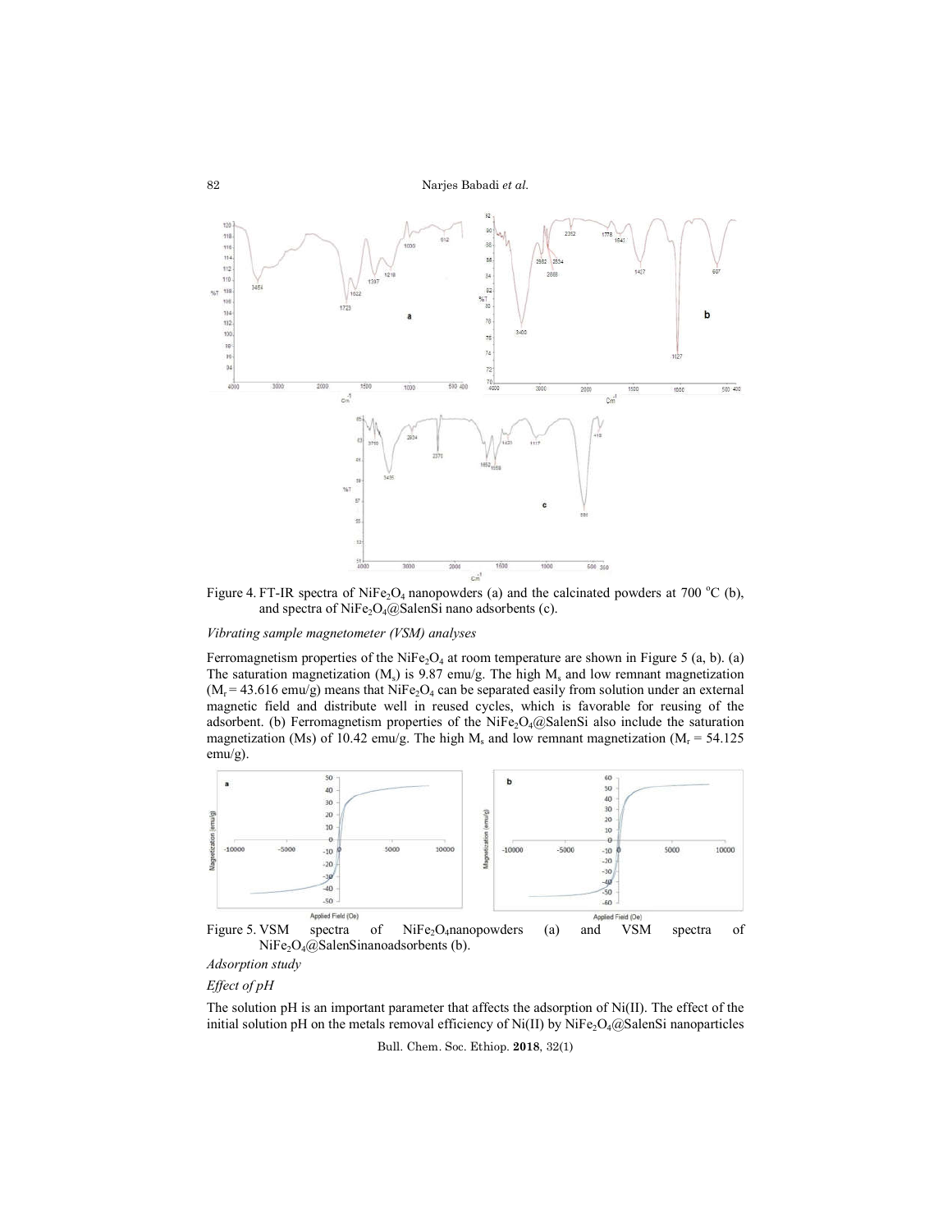Figure 4. FT-IR spectra of $NiFe_2O_4$ nanopowders (a) and the calcinated powders at 700 °C (b), and spectra of $NiFe_2O_4$@SalenSi nano adsorbents (c).

*Vibrating sample magnetometer (VSM) analyses*

Ferromagnetism properties of the $NiFe_2O_4$ at room temperature are shown in Figure 5 (a, b). (a) The saturation magnetization ($M_s$) is 9.87 emu/g. The high $M_s$ and low remnant magnetization ($M_r$ = 43.616 emu/g) means that $NiFe_2O_4$ can be separated easily from solution under an external magnetic field and distribute well in reused cycles, which is favorable for reusing of the adsorbent. (b) Ferromagnetism properties of the $NiFe_2O_4$@SalenSi also include the saturation magnetization (Ms) of 10.42 emu/g. The high $M_s$ and low remnant magnetization ($M_r$ = 54.125 emu/g).

Figure 5. VSM spectra of $NiFe_2O_4$nanopowders (a) and VSM spectra of $NiFe_2O_4$@SalenSinanoadsorbents (b).

*Adsorption study*

*Effect of pH*

The solution pH is an important parameter that affects the adsorption of Ni(II). The effect of the initial solution pH on the metals removal efficiency of Ni(II) by $NiFe_2O_4$@SalenSi nanoparticles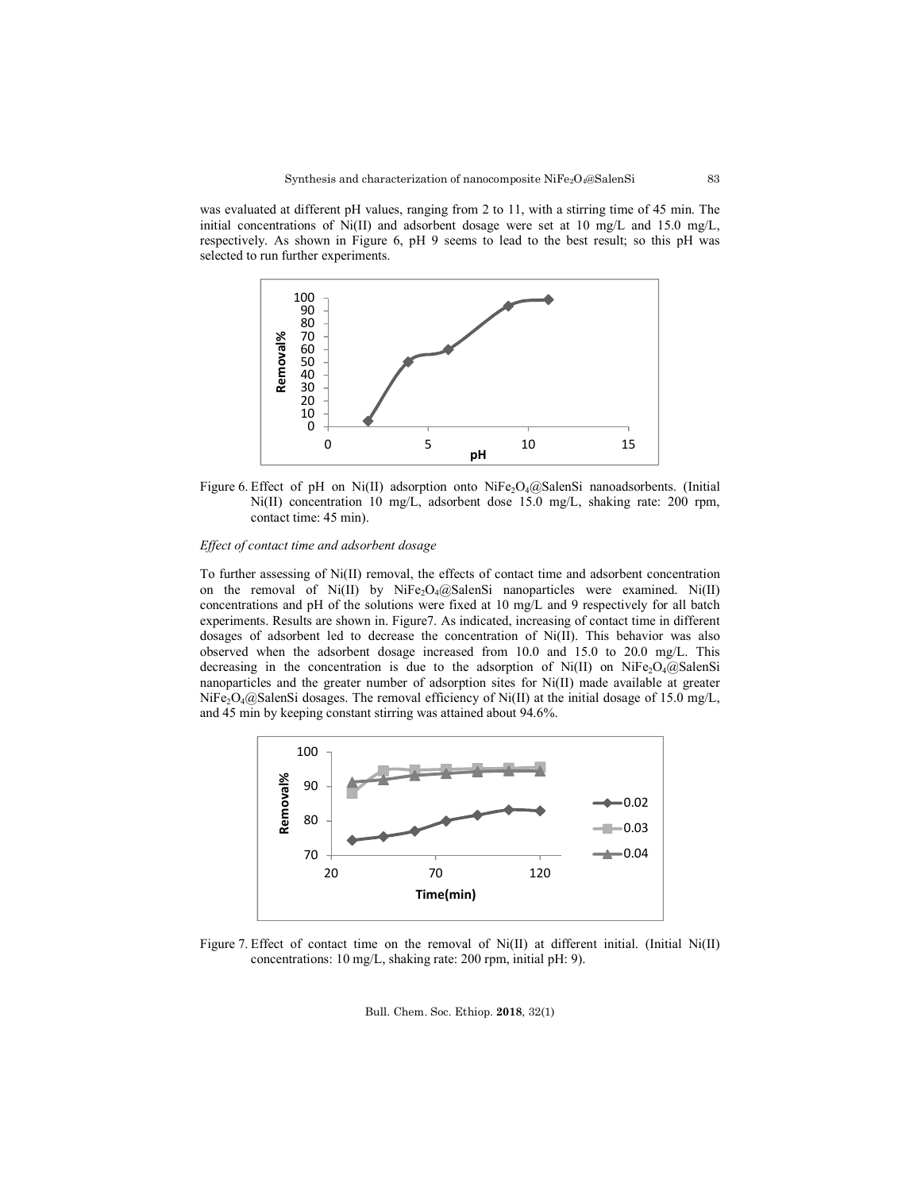was evaluated at different pH values, ranging from 2 to 11, with a stirring time of 45 min. The initial concentrations of Ni(II) and adsorbent dosage were set at 10 mg/L and 15.0 mg/L, respectively. As shown in Figure 6, pH 9 seems to lead to the best result; so this pH was selected to run further experiments.

Figure 6. Effect of pH on Ni(II) adsorption onto $NiFe_2O_4$@SalenSi nanoadsorbents. (Initial Ni(II) concentration 10 mg/L, adsorbent dose 15.0 mg/L, shaking rate: 200 rpm, contact time: 45 min).

*Effect of contact time and adsorbent dosage*

To further assessing of Ni(II) removal, the effects of contact time and adsorbent concentration on the removal of Ni(II) by $NiFe_2O_4$@SalenSi nanoparticles were examined. Ni(II) concentrations and pH of the solutions were fixed at 10 mg/L and 9 respectively for all batch experiments. Results are shown in. Figure7. As indicated, increasing of contact time in different dosages of adsorbent led to decrease the concentration of Ni(II). This behavior was also observed when the adsorbent dosage increased from 10.0 and 15.0 to 20.0 mg/L. This decreasing in the concentration is due to the adsorption of Ni(II) on $NiFe_2O_4$@SalenSi nanoparticles and the greater number of adsorption sites for Ni(II) made available at greater $NiFe_2O_4$@SalenSi dosages. The removal efficiency of Ni(II) at the initial dosage of 15.0 mg/L, and 45 min by keeping constant stirring was attained about 94.6%.

Figure 7. Effect of contact time on the removal of Ni(II) at different initial. (Initial Ni(II) concentrations: 10 mg/L, shaking rate: 200 rpm, initial pH: 9).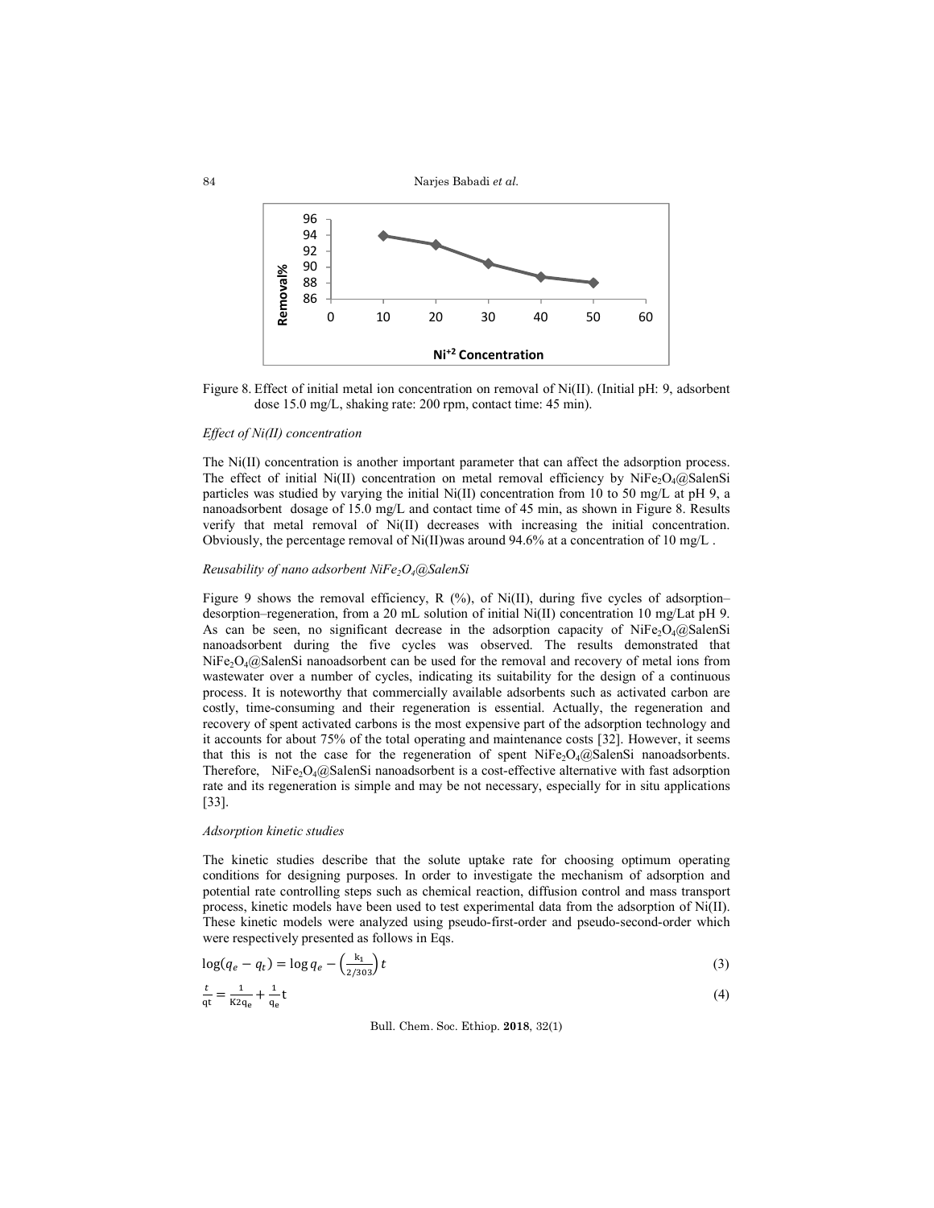Figure 8. Effect of initial metal ion concentration on removal of Ni(II). (Initial pH: 9, adsorbent dose 15.0 mg/L, shaking rate: 200 rpm, contact time: 45 min).

*Effect of Ni(II) concentration*

The Ni(II) concentration is another important parameter that can affect the adsorption process. The effect of initial Ni(II) concentration on metal removal efficiency by $NiFe_2O_4$@SalenSi particles was studied by varying the initial Ni(II) concentration from 10 to 50 mg/L at pH 9, a nanoadsorbent dosage of 15.0 mg/L and contact time of 45 min, as shown in Figure 8. Results verify that metal removal of Ni(II) decreases with increasing the initial concentration. Obviously, the percentage removal of Ni(II)was around 94.6% at a concentration of 10 mg/L .

*Reusability of nano adsorbent $NiFe_2O_4$@SalenSi*

Figure 9 shows the removal efficiency, R (%), of Ni(II), during five cycles of adsorption–desorption–regeneration, from a 20 mL solution of initial Ni(II) concentration 10 mg/Lat pH 9. As can be seen, no significant decrease in the adsorption capacity of $NiFe_2O_4$@SalenSi nanoadsorbent during the five cycles was observed. The results demonstrated that $NiFe_2O_4$@SalenSi nanoadsorbent can be used for the removal and recovery of metal ions from wastewater over a number of cycles, indicating its suitability for the design of a continuous process. It is noteworthy that commercially available adsorbents such as activated carbon are costly, time-consuming and their regeneration is essential. Actually, the regeneration and recovery of spent activated carbons is the most expensive part of the adsorption technology and it accounts for about 75% of the total operating and maintenance costs [32]. However, it seems that this is not the case for the regeneration of spent $NiFe_2O_4$@SalenSi nanoadsorbents. Therefore, $NiFe_2O_4$@SalenSi nanoadsorbent is a cost-effective alternative with fast adsorption rate and its regeneration is simple and may be not necessary, especially for in situ applications [33].

*Adsorption kinetic studies*

The kinetic studies describe that the solute uptake rate for choosing optimum operating conditions for designing purposes. In order to investigate the mechanism of adsorption and potential rate controlling steps such as chemical reaction, diffusion control and mass transport process, kinetic models have been used to test experimental data from the adsorption of Ni(II). These kinetic models were analyzed using pseudo-first-order and pseudo-second-order which were respectively presented as follows in Eqs.

$$\log(q_e - q_t) = \log q_e - \left(\frac{k_1}{2/303}\right)t \quad (3)$$

$$\frac{t}{qt} = \frac{1}{K2q_e} + \frac{1}{q_e}t \quad (4)$$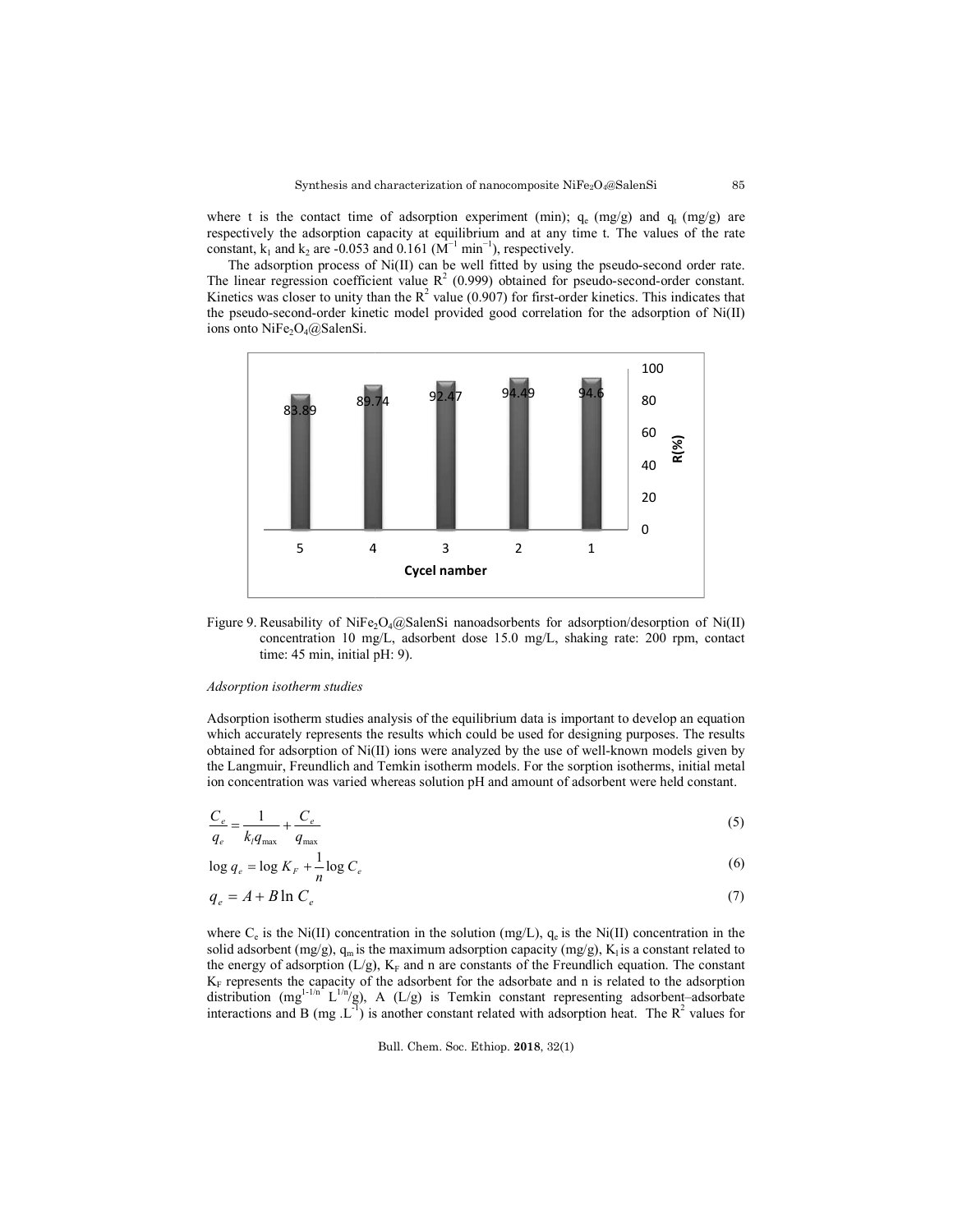where t is the contact time of adsorption experiment (min); $q_e$ (mg/g) and $q_t$ (mg/g) are respectively the adsorption capacity at equilibrium and at any time t. The values of the rate constant, $k_1$ and $k_2$ are -0.053 and 0.161 ($M^{-1}$ $min^{-1}$), respectively.

The adsorption process of Ni(II) can be well fitted by using the pseudo-second order rate. The linear regression coefficient value $R^2$ (0.999) obtained for pseudo-second-order constant. Kinetics was closer to unity than the $R^2$ value (0.907) for first-order kinetics. This indicates that the pseudo-second-order kinetic model provided good correlation for the adsorption of Ni(II) ions onto $NiFe_2O_4$@SalenSi.

| Cycel namber | R(%) |
| --- | --- |
| 5 | 83.89 |
| 4 | 89.74 |
| 3 | 92.47 |
| 2 | 94.49 |
| 1 | 94.6 |

Figure 9. Reusability of $NiFe_2O_4$@SalenSi nanoadsorbents for adsorption/desorption of Ni(II) concentration 10 mg/L, adsorbent dose 15.0 mg/L, shaking rate: 200 rpm, contact time: 45 min, initial pH: 9).

*Adsorption isotherm studies*

Adsorption isotherm studies analysis of the equilibrium data is important to develop an equation which accurately represents the results which could be used for designing purposes. The results obtained for adsorption of Ni(II) ions were analyzed by the use of well-known models given by the Langmuir, Freundlich and Temkin isotherm models. For the sorption isotherms, initial metal ion concentration was varied whereas solution pH and amount of adsorbent were held constant.

$$\frac{C_e}{q_e} = \frac{1}{k_l q_{\max}} + \frac{C_e}{q_{\max}} \tag{5}$$

$$\log q_e = \log K_F + \frac{1}{n} \log C_e \tag{6}$$

$$q_e = A + B \ln C_e \tag{7}$$

where $C_e$ is the Ni(II) concentration in the solution (mg/L), $q_e$ is the Ni(II) concentration in the solid adsorbent (mg/g), $q_m$ is the maximum adsorption capacity (mg/g), $K_l$ is a constant related to the energy of adsorption (L/g), $K_F$ and n are constants of the Freundlich equation. The constant $K_F$ represents the capacity of the adsorbent for the adsorbate and n is related to the adsorption distribution ($mg^{1-1/n}$ $L^{1/n}$/g), A (L/g) is Temkin constant representing adsorbent–adsorbate interactions and B (mg .$L^{-1}$) is another constant related with adsorption heat. The $R^2$ values for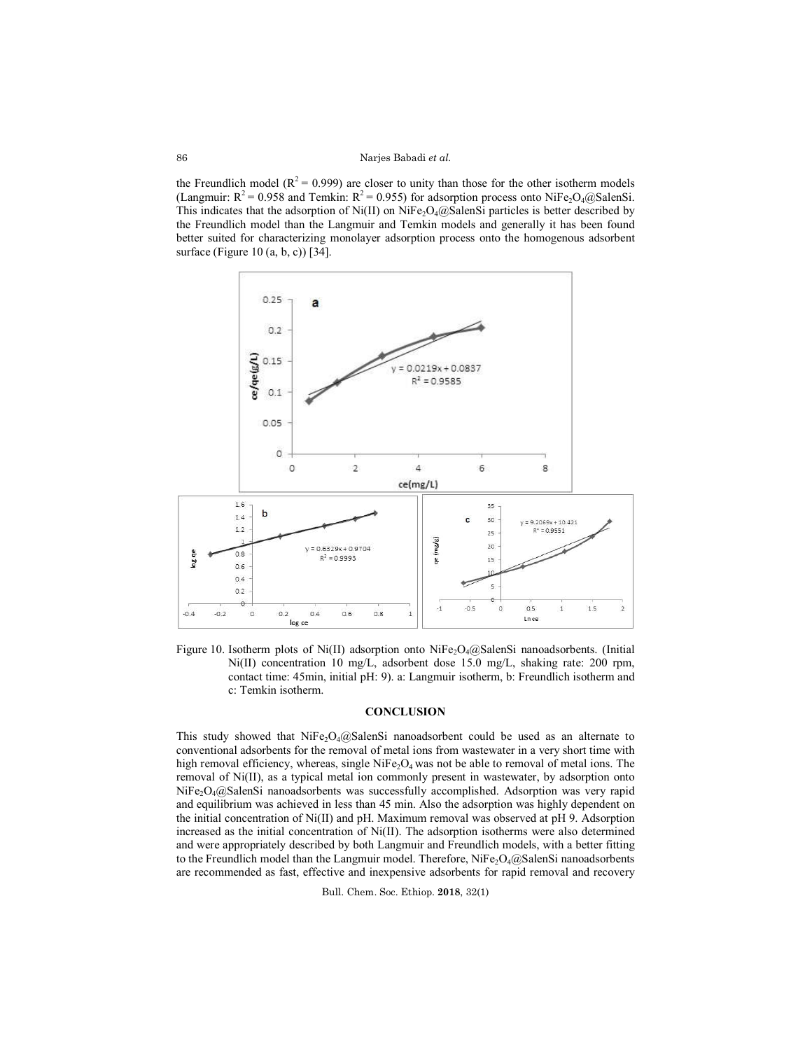the Freundlich model ($R^2 = 0.999$) are closer to unity than those for the other isotherm models (Langmuir: $R^2 = 0.958$ and Temkin: $R^2 = 0.955$) for adsorption process onto $NiFe_2O_4$@SalenSi. This indicates that the adsorption of Ni(II) on $NiFe_2O_4$@SalenSi particles is better described by the Freundlich model than the Langmuir and Temkin models and generally it has been found better suited for characterizing monolayer adsorption process onto the homogenous adsorbent surface (Figure 10 (a, b, c)) [34].

Figure 10. Isotherm plots of Ni(II) adsorption onto $NiFe_2O_4$@SalenSi nanoadsorbents. (Initial Ni(II) concentration 10 mg/L, adsorbent dose 15.0 mg/L, shaking rate: 200 rpm, contact time: 45min, initial pH: 9). a: Langmuir isotherm, b: Freundlich isotherm and c: Temkin isotherm.

## CONCLUSION

This study showed that $NiFe_2O_4$@SalenSi nanoadsorbent could be used as an alternate to conventional adsorbents for the removal of metal ions from wastewater in a very short time with high removal efficiency, whereas, single $NiFe_2O_4$ was not be able to removal of metal ions. The removal of Ni(II), as a typical metal ion commonly present in wastewater, by adsorption onto $NiFe_2O_4$@SalenSi nanoadsorbents was successfully accomplished. Adsorption was very rapid and equilibrium was achieved in less than 45 min. Also the adsorption was highly dependent on the initial concentration of Ni(II) and pH. Maximum removal was observed at pH 9. Adsorption increased as the initial concentration of Ni(II). The adsorption isotherms were also determined and were appropriately described by both Langmuir and Freundlich models, with a better fitting to the Freundlich model than the Langmuir model. Therefore, $NiFe_2O_4$@SalenSi nanoadsorbents are recommended as fast, effective and inexpensive adsorbents for rapid removal and recovery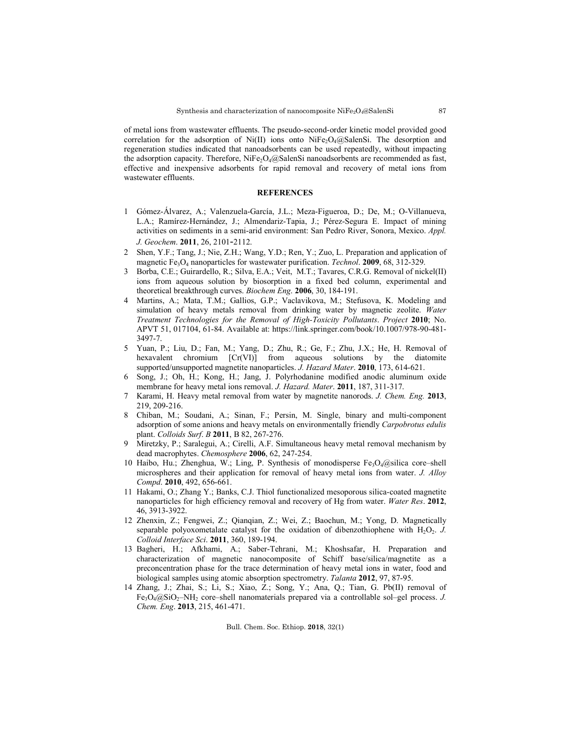of metal ions from wastewater effluents. The pseudo-second-order kinetic model provided good correlation for the adsorption of Ni(II) ions onto $NiFe_2O_4$@SalenSi. The desorption and regeneration studies indicated that nanoadsorbents can be used repeatedly, without impacting the adsorption capacity. Therefore, $NiFe_2O_4$@SalenSi nanoadsorbents are recommended as fast, effective and inexpensive adsorbents for rapid removal and recovery of metal ions from wastewater effluents.

## REFERENCES

1. Gómez-Álvarez, A.; Valenzuela-García, J.L.; Meza-Figueroa, D.; De, M.; O-Villanueva, L.A.; Ramírez-Hernández, J.; Almendariz-Tapia, J.; Pérez-Segura E. Impact of mining activities on sediments in a semi-arid environment: San Pedro River, Sonora, Mexico. *Appl. J. Geochem*. **2011**, 26, 2101-2112.
2. Shen, Y.F.; Tang, J.; Nie, Z.H.; Wang, Y.D.; Ren, Y.; Zuo, L. Preparation and application of magnetic $Fe_3O_4$ nanoparticles for wastewater purification. *Technol*. **2009**, 68, 312-329.
3. Borba, C.E.; Guirardello, R.; Silva, E.A.; Veit, M.T.; Tavares, C.R.G. Removal of nickel(II) ions from aqueous solution by biosorption in a fixed bed column, experimental and theoretical breakthrough curves. *Biochem Eng*. **2006**, 30, 184-191.
4. Martins, A.; Mata, T.M.; Gallios, G.P.; Vaclavikova, M.; Stefusova, K. Modeling and simulation of heavy metals removal from drinking water by magnetic zeolite. *Water Treatment Technologies for the Removal of High-Toxicity Pollutants*. *Project* **2010**; No. APVT 51, 017104, 61-84. Available at: https://link.springer.com/book/10.1007/978-90-481-3497-7.
5. Yuan, P.; Liu, D.; Fan, M.; Yang, D.; Zhu, R.; Ge, F.; Zhu, J.X.; He, H. Removal of hexavalent chromium [Cr(VI)] from aqueous solutions by the diatomite supported/unsupported magnetite nanoparticles. *J. Hazard Mater*. **2010**, 173, 614-621.
6. Song, J.; Oh, H.; Kong, H.; Jang, J. Polyrhodanine modified anodic aluminum oxide membrane for heavy metal ions removal. *J. Hazard. Mater*. **2011**, 187, 311-317.
7. Karami, H. Heavy metal removal from water by magnetite nanorods. *J. Chem. Eng.* **2013**, 219, 209-216.
8. Chiban, M.; Soudani, A.; Sinan, F.; Persin, M. Single, binary and multi-component adsorption of some anions and heavy metals on environmentally friendly *Carpobrotus edulis* plant. *Colloids Surf. B* **2011**, B 82, 267-276.
9. Miretzky, P.; Saralegui, A.; Cirelli, A.F. Simultaneous heavy metal removal mechanism by dead macrophytes. *Chemosphere* **2006**, 62, 247-254.
10. Haibo, Hu.; Zhenghua, W.; Ling, P. Synthesis of monodisperse $Fe_3O_4$@silica core–shell microspheres and their application for removal of heavy metal ions from water. *J. Alloy Compd*. **2010**, 492, 656-661.
11. Hakami, O.; Zhang Y.; Banks, C.J. Thiol functionalized mesoporous silica-coated magnetite nanoparticles for high efficiency removal and recovery of Hg from water. *Water Res*. **2012**, 46, 3913-3922.
12. Zhenxin, Z.; Fengwei, Z.; Qianqian, Z.; Wei, Z.; Baochun, M.; Yong, D. Magnetically separable polyoxometalate catalyst for the oxidation of dibenzothiophene with $H_2O_2$. *J. Colloid Interface Sci*. **2011**, 360, 189-194.
13. Bagheri, H.; Afkhami, A.; Saber-Tehrani, M.; Khoshsafar, H. Preparation and characterization of magnetic nanocomposite of Schiff base/silica/magnetite as a preconcentration phase for the trace determination of heavy metal ions in water, food and biological samples using atomic absorption spectrometry. *Talanta* **2012**, 97, 87-95.
14. Zhang, J.; Zhai, S.; Li, S.; Xiao, Z.; Song, Y.; Ana, Q.; Tian, G. Pb(II) removal of $Fe_3O_4$@$SiO_2$–$NH_2$ core–shell nanomaterials prepared via a controllable sol–gel process. *J. Chem. Eng*. **2013**, 215, 461-471.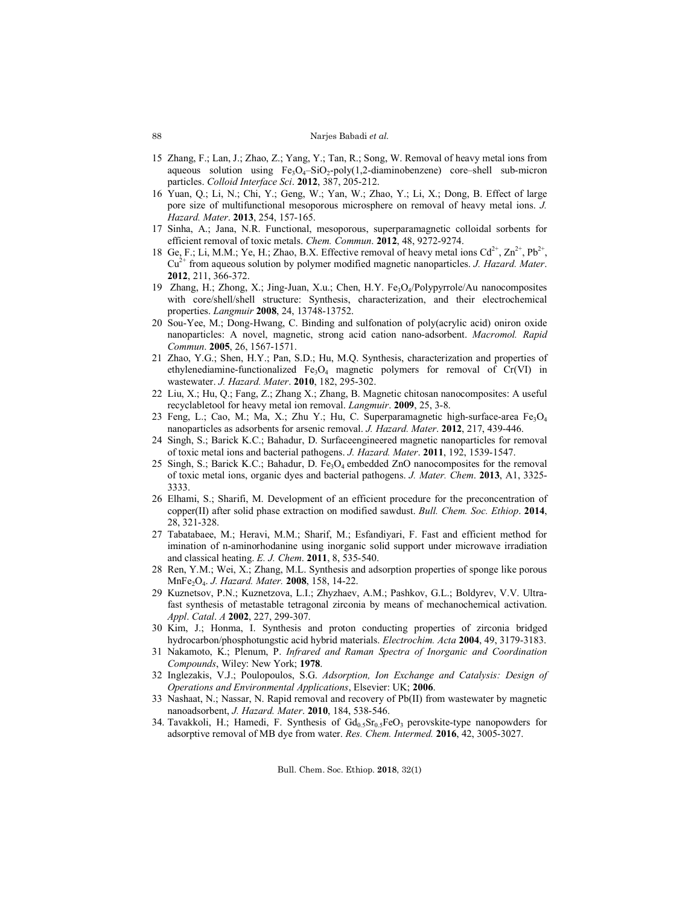15 Zhang, F.; Lan, J.; Zhao, Z.; Yang, Y.; Tan, R.; Song, W. Removal of heavy metal ions from aqueous solution using $Fe_3O_4$–$SiO_2$-poly(1,2-diaminobenzene) core–shell sub-micron particles. *Colloid Interface Sci*. **2012**, 387, 205-212.

16 Yuan, Q.; Li, N.; Chi, Y.; Geng, W.; Yan, W.; Zhao, Y.; Li, X.; Dong, B. Effect of large pore size of multifunctional mesoporous microsphere on removal of heavy metal ions. *J. Hazard. Mater*. **2013**, 254, 157-165.

17 Sinha, A.; Jana, N.R. Functional, mesoporous, superparamagnetic colloidal sorbents for efficient removal of toxic metals. *Chem. Commun*. **2012**, 48, 9272-9274.

18 Ge, F.; Li, M.M.; Ye, H.; Zhao, B.X. Effective removal of heavy metal ions $Cd^{2+}$, $Zn^{2+}$, $Pb^{2+}$, $Cu^{2+}$ from aqueous solution by polymer modified magnetic nanoparticles. *J. Hazard. Mater*. **2012**, 211, 366-372.

19 Zhang, H.; Zhong, X.; Jing-Juan, X.u.; Chen, H.Y. $Fe_3O_4$/Polypyrrole/Au nanocomposites with core/shell/shell structure: Synthesis, characterization, and their electrochemical properties. *Langmuir* **2008**, 24, 13748-13752.

20 Sou-Yee, M.; Dong-Hwang, C. Binding and sulfonation of poly(acrylic acid) oniron oxide nanoparticles: A novel, magnetic, strong acid cation nano-adsorbent. *Macromol. Rapid Commun*. **2005**, 26, 1567-1571.

21 Zhao, Y.G.; Shen, H.Y.; Pan, S.D.; Hu, M.Q. Synthesis, characterization and properties of ethylenediamine-functionalized $Fe_3O_4$ magnetic polymers for removal of Cr(VI) in wastewater. *J. Hazard. Mater*. **2010**, 182, 295-302.

22 Liu, X.; Hu, Q.; Fang, Z.; Zhang X.; Zhang, B. Magnetic chitosan nanocomposites: A useful recyclabletool for heavy metal ion removal. *Langmuir*. **2009**, 25, 3-8.

23 Feng, L.; Cao, M.; Ma, X.; Zhu Y.; Hu, C. Superparamagnetic high-surface-area $Fe_3O_4$ nanoparticles as adsorbents for arsenic removal. *J. Hazard. Mater*. **2012**, 217, 439-446.

24 Singh, S.; Barick K.C.; Bahadur, D. Surfaceengineered magnetic nanoparticles for removal of toxic metal ions and bacterial pathogens. *J. Hazard. Mater*. **2011**, 192, 1539-1547.

25 Singh, S.; Barick K.C.; Bahadur, D. $Fe_3O_4$ embedded ZnO nanocomposites for the removal of toxic metal ions, organic dyes and bacterial pathogens. *J. Mater. Chem*. **2013**, A1, 3325-3333.

26 Elhami, S.; Sharifi, M. Development of an efficient procedure for the preconcentration of copper(II) after solid phase extraction on modified sawdust. *Bull. Chem. Soc. Ethiop*. **2014**, 28, 321-328.

27 Tabatabaee, M.; Heravi, M.M.; Sharif, M.; Esfandiyari, F. Fast and efficient method for imination of n-aminorhodanine using inorganic solid support under microwave irradiation and classical heating. *E. J. Chem*. **2011**, 8, 535-540.

28 Ren, Y.M.; Wei, X.; Zhang, M.L. Synthesis and adsorption properties of sponge like porous $MnFe_2O_4$. *J. Hazard. Mater.* **2008**, 158, 14-22.

29 Kuznetsov, P.N.; Kuznetzova, L.I.; Zhyzhaev, A.M.; Pashkov, G.L.; Boldyrev, V.V. Ultra-fast synthesis of metastable tetragonal zirconia by means of mechanochemical activation. *Appl*. *Catal*. *A* **2002**, 227, 299-307.

30 Kim, J.; Honma, I. Synthesis and proton conducting properties of zirconia bridged hydrocarbon/phosphotungstic acid hybrid materials. *Electrochim. Acta* **2004**, 49, 3179-3183.

31 Nakamoto, K.; Plenum, P. *Infrared and Raman Spectra of Inorganic and Coordination Compounds*, Wiley: New York; **1978**.

32 Inglezakis, V.J.; Poulopoulos, S.G. *Adsorption, Ion Exchange and Catalysis: Design of Operations and Environmental Applications*, Elsevier: UK; **2006**.

33 Nashaat, N.; Nassar, N. Rapid removal and recovery of Pb(II) from wastewater by magnetic nanoadsorbent, *J. Hazard. Mater*. **2010**, 184, 538-546.

34. Tavakkoli, H.; Hamedi, F. Synthesis of $Gd_{0.5}Sr_{0.5}FeO_3$ perovskite-type nanopowders for adsorptive removal of MB dye from water. *Res. Chem. Intermed.* **2016**, 42, 3005-3027.